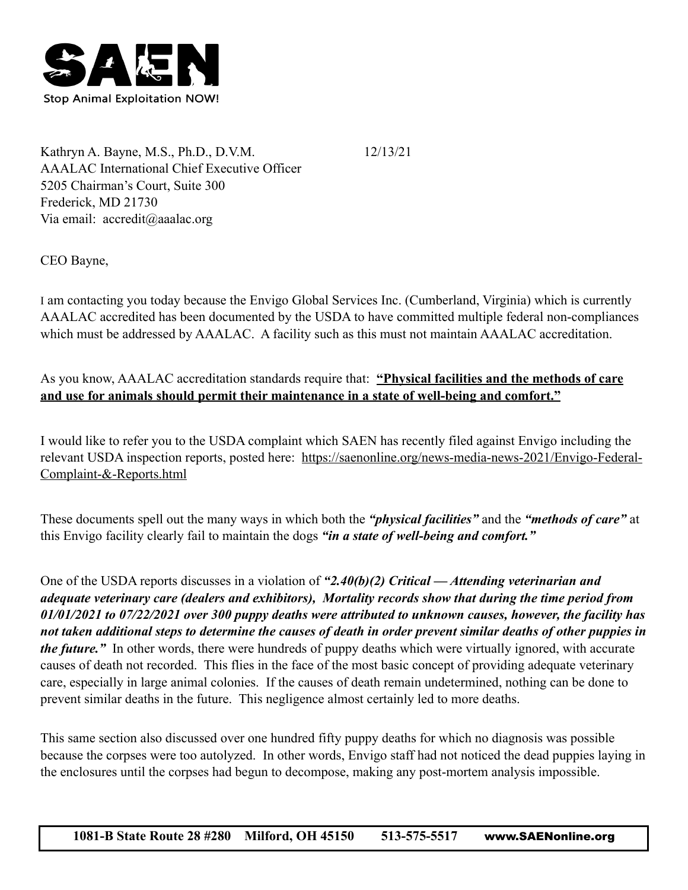**SAEN**

Stop Animal Exploitation NOW!

Kathryn A. Bayne, M.S., Ph.D., D.V.M. 12/13/21
AAALAC International Chief Executive Officer
5205 Chairman's Court, Suite 300
Frederick, MD 21730
Via email: accredit@aaalac.org

CEO Bayne,

I am contacting you today because the Envigo Global Services Inc. (Cumberland, Virginia) which is currently AAALAC accredited has been documented by the USDA to have committed multiple federal non-compliances which must be addressed by AAALAC. A facility such as this must not maintain AAALAC accreditation.

As you know, AAALAC accreditation standards require that: **"Physical facilities and the methods of care and use for animals should permit their maintenance in a state of well-being and comfort."**

I would like to refer you to the USDA complaint which SAEN has recently filed against Envigo including the relevant USDA inspection reports, posted here: https://saenonline.org/news-media-news-2021/Envigo-Federal-Complaint-&-Reports.html

These documents spell out the many ways in which both the ***"physical facilities"*** and the ***"methods of care"*** at this Envigo facility clearly fail to maintain the dogs ***"in a state of well-being and comfort."***

One of the USDA reports discusses in a violation of ***"2.40(b)(2) Critical — Attending veterinarian and adequate veterinary care (dealers and exhibitors), Mortality records show that during the time period from 01/01/2021 to 07/22/2021 over 300 puppy deaths were attributed to unknown causes, however, the facility has not taken additional steps to determine the causes of death in order prevent similar deaths of other puppies in the future."*** In other words, there were hundreds of puppy deaths which were virtually ignored, with accurate causes of death not recorded. This flies in the face of the most basic concept of providing adequate veterinary care, especially in large animal colonies. If the causes of death remain undetermined, nothing can be done to prevent similar deaths in the future. This negligence almost certainly led to more deaths.

This same section also discussed over one hundred fifty puppy deaths for which no diagnosis was possible because the corpses were too autolyzed. In other words, Envigo staff had not noticed the dead puppies laying in the enclosures until the corpses had begun to decompose, making any post-mortem analysis impossible.

1081-B State Route 28 #280 Milford, OH 45150 513-575-5517 www.SAENonline.org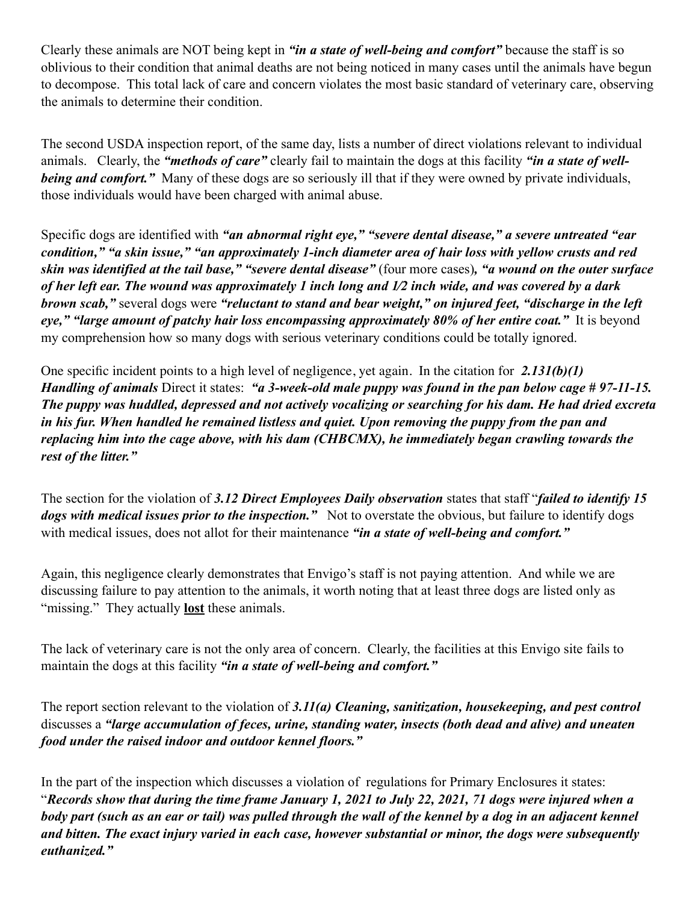Clearly these animals are NOT being kept in ***"in a state of well-being and comfort"*** because the staff is so oblivious to their condition that animal deaths are not being noticed in many cases until the animals have begun to decompose. This total lack of care and concern violates the most basic standard of veterinary care, observing the animals to determine their condition.

The second USDA inspection report, of the same day, lists a number of direct violations relevant to individual animals. Clearly, the ***"methods of care"*** clearly fail to maintain the dogs at this facility ***"in a state of well-being and comfort."*** Many of these dogs are so seriously ill that if they were owned by private individuals, those individuals would have been charged with animal abuse.

Specific dogs are identified with ***"an abnormal right eye," "severe dental disease,"*** a severe untreated ***"ear condition," "a skin issue," "an approximately 1-inch diameter area of hair loss with yellow crusts and red skin was identified at the tail base," "severe dental disease"*** (four more cases)***, "a wound on the outer surface of her left ear. The wound was approximately 1 inch long and 1/2 inch wide, and was covered by a dark brown scab,"*** several dogs were ***"reluctant to stand and bear weight,"*** on injured feet, ***"discharge in the left eye," "large amount of patchy hair loss encompassing approximately 80% of her entire coat."*** It is beyond my comprehension how so many dogs with serious veterinary conditions could be totally ignored.

One specific incident points to a high level of negligence, yet again. In the citation for ***2.131(b)(1) Handling of animals*** Direct it states: ***"a 3-week-old male puppy was found in the pan below cage # 97-11-15. The puppy was huddled, depressed and not actively vocalizing or searching for his dam. He had dried excreta in his fur. When handled he remained listless and quiet. Upon removing the puppy from the pan and replacing him into the cage above, with his dam (CHBCMX), he immediately began crawling towards the rest of the litter."***

The section for the violation of ***3.12 Direct Employees Daily observation*** states that staff "***failed to identify 15 dogs with medical issues prior to the inspection."*** Not to overstate the obvious, but failure to identify dogs with medical issues, does not allot for their maintenance ***"in a state of well-being and comfort."***

Again, this negligence clearly demonstrates that Envigo's staff is not paying attention. And while we are discussing failure to pay attention to the animals, it worth noting that at least three dogs are listed only as "missing." They actually **lost** these animals.

The lack of veterinary care is not the only area of concern. Clearly, the facilities at this Envigo site fails to maintain the dogs at this facility ***"in a state of well-being and comfort."***

The report section relevant to the violation of ***3.11(a) Cleaning, sanitization, housekeeping, and pest control*** discusses a ***"large accumulation of feces, urine, standing water, insects (both dead and alive) and uneaten food under the raised indoor and outdoor kennel floors."***

In the part of the inspection which discusses a violation of regulations for Primary Enclosures it states: "***Records show that during the time frame January 1, 2021 to July 22, 2021, 71 dogs were injured when a body part (such as an ear or tail) was pulled through the wall of the kennel by a dog in an adjacent kennel and bitten. The exact injury varied in each case, however substantial or minor, the dogs were subsequently euthanized."***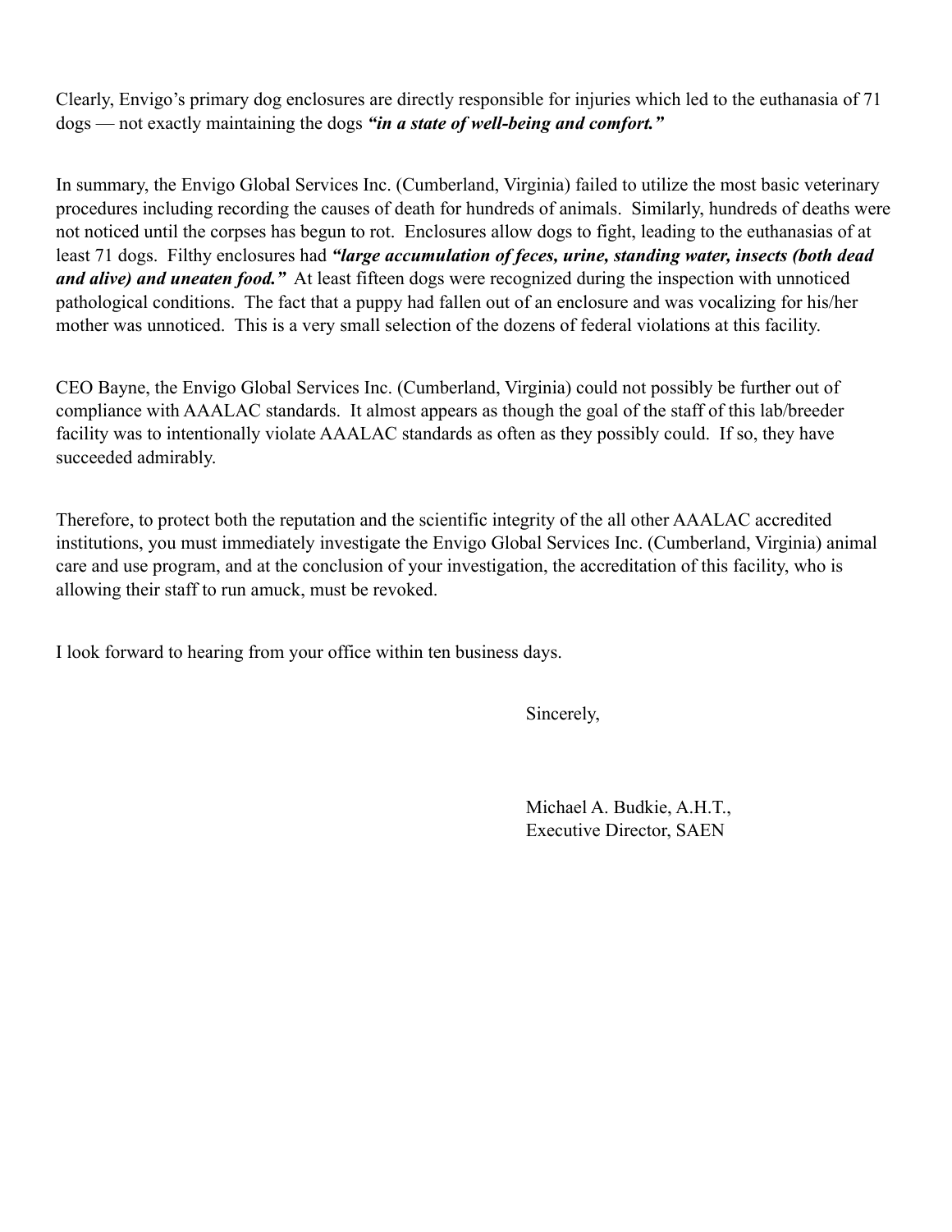Clearly, Envigo's primary dog enclosures are directly responsible for injuries which led to the euthanasia of 71 dogs — not exactly maintaining the dogs ***"in a state of well-being and comfort."***

In summary, the Envigo Global Services Inc. (Cumberland, Virginia) failed to utilize the most basic veterinary procedures including recording the causes of death for hundreds of animals. Similarly, hundreds of deaths were not noticed until the corpses has begun to rot. Enclosures allow dogs to fight, leading to the euthanasias of at least 71 dogs. Filthy enclosures had ***"large accumulation of feces, urine, standing water, insects (both dead and alive) and uneaten food."*** At least fifteen dogs were recognized during the inspection with unnoticed pathological conditions. The fact that a puppy had fallen out of an enclosure and was vocalizing for his/her mother was unnoticed. This is a very small selection of the dozens of federal violations at this facility.

CEO Bayne, the Envigo Global Services Inc. (Cumberland, Virginia) could not possibly be further out of compliance with AAALAC standards. It almost appears as though the goal of the staff of this lab/breeder facility was to intentionally violate AAALAC standards as often as they possibly could. If so, they have succeeded admirably.

Therefore, to protect both the reputation and the scientific integrity of the all other AAALAC accredited institutions, you must immediately investigate the Envigo Global Services Inc. (Cumberland, Virginia) animal care and use program, and at the conclusion of your investigation, the accreditation of this facility, who is allowing their staff to run amuck, must be revoked.

I look forward to hearing from your office within ten business days.

Sincerely,

Michael A. Budkie, A.H.T.,
Executive Director, SAEN